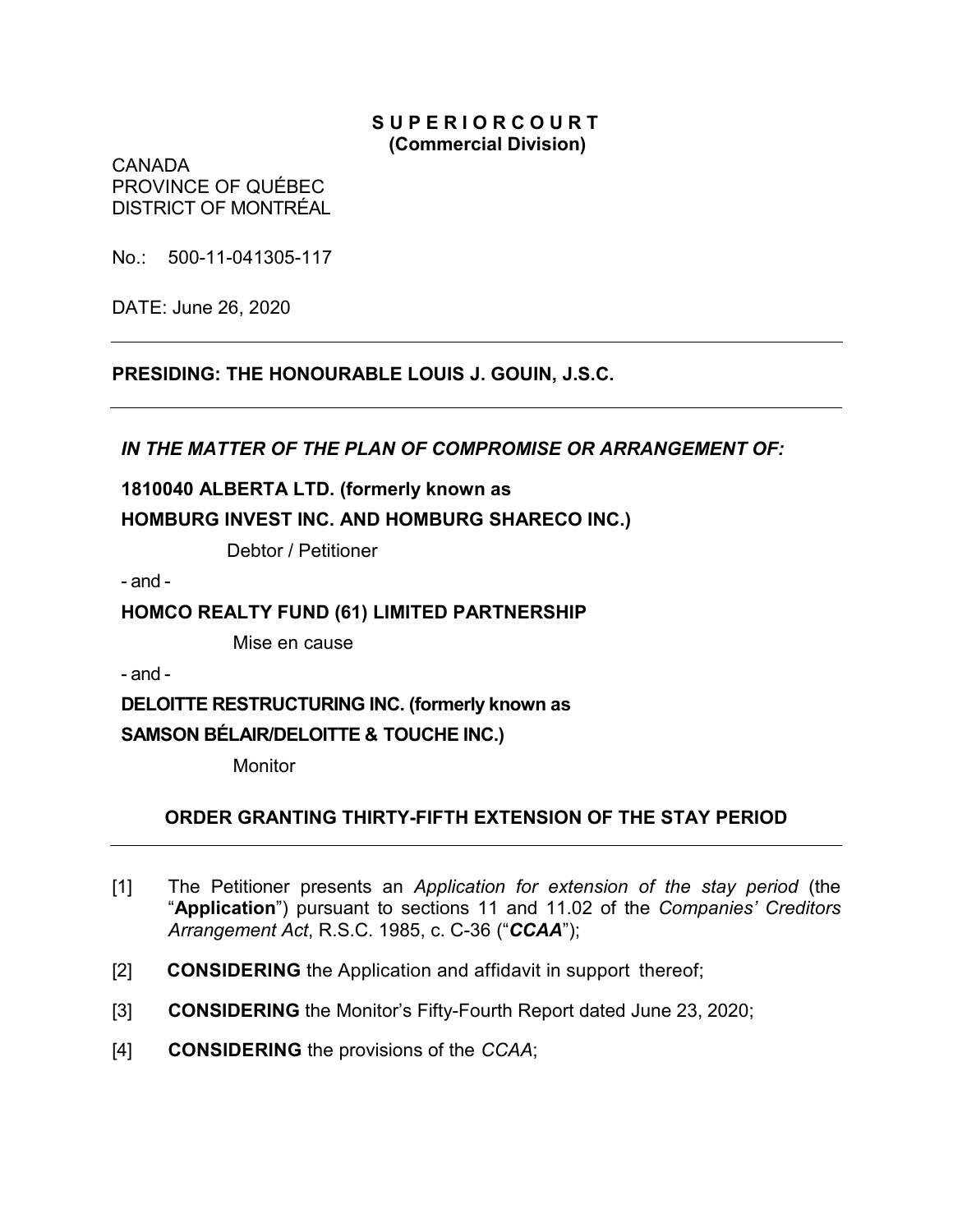**SUPERIOR COURT**
**(Commercial Division)**

CANADA
PROVINCE OF QUÉBEC
DISTRICT OF MONTRÉAL

No.: 500-11-041305-117

DATE: June 26, 2020

---

**PRESIDING: THE HONOURABLE LOUIS J. GOUIN, J.S.C.**

---

***IN THE MATTER OF THE PLAN OF COMPROMISE OR ARRANGEMENT OF:***

**1810040 ALBERTA LTD. (formerly known as**
**HOMBURG INVEST INC. AND HOMBURG SHARECO INC.)**

Debtor / Petitioner

\- and -

**HOMCO REALTY FUND (61) LIMITED PARTNERSHIP**

Mise en cause

\- and -

**DELOITTE RESTRUCTURING INC. (formerly known as**
**SAMSON BÉLAIR/DELOITTE & TOUCHE INC.)**

Monitor

## ORDER GRANTING THIRTY-FIFTH EXTENSION OF THE STAY PERIOD

---

[1] The Petitioner presents an *Application for extension of the stay period* (the "**Application**") pursuant to sections 11 and 11.02 of the *Companies' Creditors Arrangement Act*, R.S.C. 1985, c. C-36 ("***CCAA***");

[2] **CONSIDERING** the Application and affidavit in support thereof;

[3] **CONSIDERING** the Monitor's Fifty-Fourth Report dated June 23, 2020;

[4] **CONSIDERING** the provisions of the *CCAA*;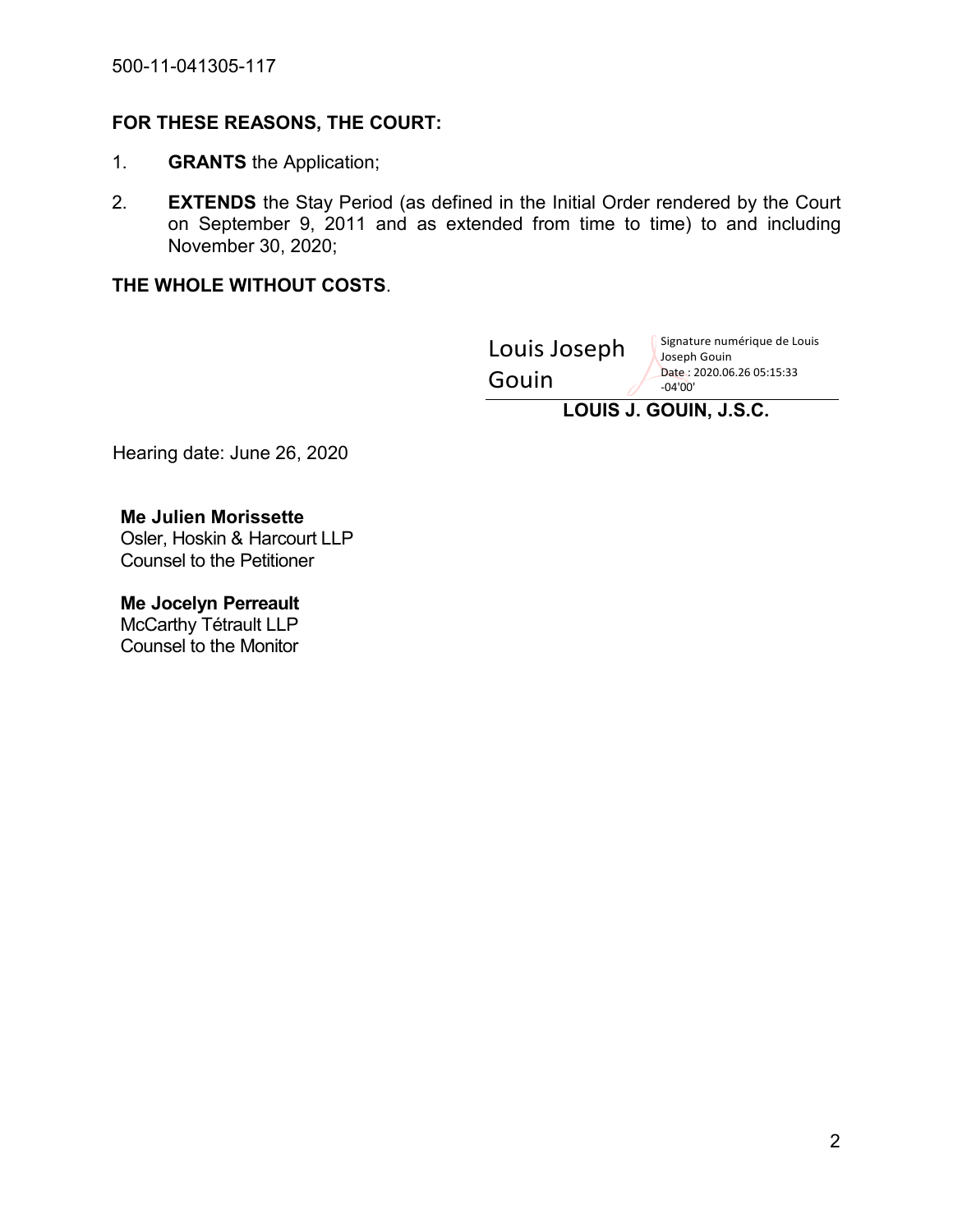**FOR THESE REASONS, THE COURT:**

1. **GRANTS** the Application;

2. **EXTENDS** the Stay Period (as defined in the Initial Order rendered by the Court on September 9, 2011 and as extended from time to time) to and including November 30, 2020;

**THE WHOLE WITHOUT COSTS**.

Louis Joseph Gouin

Signature numérique de Louis Joseph Gouin
Date : 2020.06.26 05:15:33 -04'00'

**LOUIS J. GOUIN, J.S.C.**

Hearing date: June 26, 2020

**Me Julien Morissette**
Osler, Hoskin & Harcourt LLP
Counsel to the Petitioner

**Me Jocelyn Perreault**
McCarthy Tétrault LLP
Counsel to the Monitor